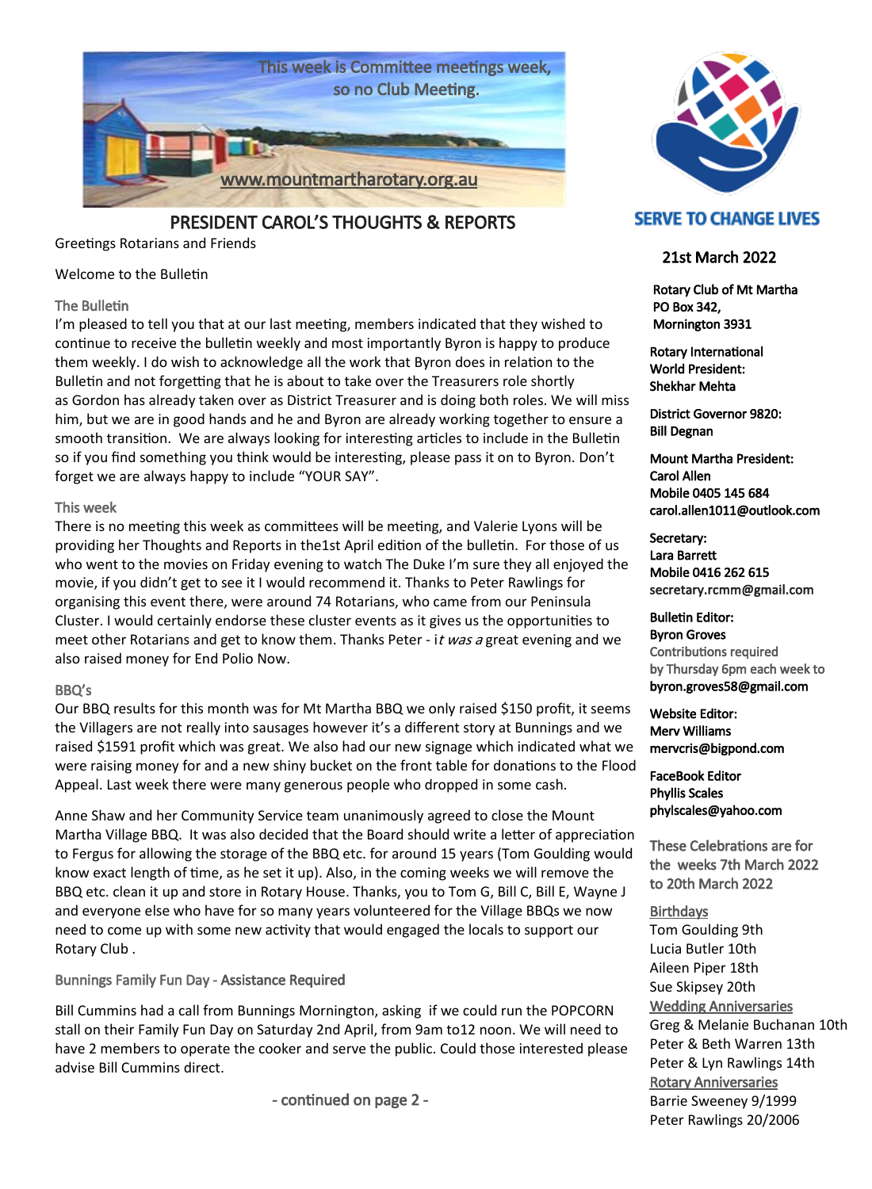This week is Committee meetings week, so no Club Meeting.

www.mountmartharotary.org.au

SERVE TO CHANGE LIVES

# PRESIDENT CAROL'S THOUGHTS & REPORTS

Greetings Rotarians and Friends

Welcome to the Bulletin

### The Bulletin

I'm pleased to tell you that at our last meeting, members indicated that they wished to continue to receive the bulletin weekly and most importantly Byron is happy to produce them weekly. I do wish to acknowledge all the work that Byron does in relation to the Bulletin and not forgetting that he is about to take over the Treasurers role shortly as Gordon has already taken over as District Treasurer and is doing both roles. We will miss him, but we are in good hands and he and Byron are already working together to ensure a smooth transition. We are always looking for interesting articles to include in the Bulletin so if you find something you think would be interesting, please pass it on to Byron. Don't forget we are always happy to include "YOUR SAY".

### This week

There is no meeting this week as committees will be meeting, and Valerie Lyons will be providing her Thoughts and Reports in the1st April edition of the bulletin. For those of us who went to the movies on Friday evening to watch The Duke I'm sure they all enjoyed the movie, if you didn't get to see it I would recommend it. Thanks to Peter Rawlings for organising this event there, were around 74 Rotarians, who came from our Peninsula Cluster. I would certainly endorse these cluster events as it gives us the opportunities to meet other Rotarians and get to know them. Thanks Peter - i*t was a* great evening and we also raised money for End Polio Now.

### BBQ's

Our BBQ results for this month was for Mt Martha BBQ we only raised $150 profit, it seems the Villagers are not really into sausages however it's a different story at Bunnings and we raised $1591 profit which was great. We also had our new signage which indicated what we were raising money for and a new shiny bucket on the front table for donations to the Flood Appeal. Last week there were many generous people who dropped in some cash.

Anne Shaw and her Community Service team unanimously agreed to close the Mount Martha Village BBQ. It was also decided that the Board should write a letter of appreciation to Fergus for allowing the storage of the BBQ etc. for around 15 years (Tom Goulding would know exact length of time, as he set it up). Also, in the coming weeks we will remove the BBQ etc. clean it up and store in Rotary House. Thanks, you to Tom G, Bill C, Bill E, Wayne J and everyone else who have for so many years volunteered for the Village BBQs we now need to come up with some new activity that would engaged the locals to support our Rotary Club .

### Bunnings Family Fun Day - Assistance Required

Bill Cummins had a call from Bunnings Mornington, asking if we could run the POPCORN stall on their Family Fun Day on Saturday 2nd April, from 9am to12 noon. We will need to have 2 members to operate the cooker and serve the public. Could those interested please advise Bill Cummins direct.

- continued on page 2 -

---

**21st March 2022**

**Rotary Club of Mt Martha**
**PO Box 342,**
**Mornington 3931**

**Rotary International World President:**
**Shekhar Mehta**

**District Governor 9820:**
**Bill Degnan**

**Mount Martha President:**
**Carol Allen**
**Mobile 0405 145 684**
**carol.allen1011@outlook.com**

**Secretary:**
**Lara Barrett**
**Mobile 0416 262 615**
**secretary.rcmm@gmail.com**

**Bulletin Editor:**
**Byron Groves**
Contributions required by Thursday 6pm each week to
**byron.groves58@gmail.com**

**Website Editor:**
**Merv Williams**
**mervcris@bigpond.com**

**FaceBook Editor**
**Phyllis Scales**
**phylscales@yahoo.com**

These Celebrations are for the weeks 7th March 2022 to 20th March 2022

**Birthdays**
Tom Goulding 9th
Lucia Butler 10th
Aileen Piper 18th
Sue Skipsey 20th

**Wedding Anniversaries**
Greg & Melanie Buchanan 10th
Peter & Beth Warren 13th
Peter & Lyn Rawlings 14th

**Rotary Anniversaries**
Barrie Sweeney 9/1999
Peter Rawlings 20/2006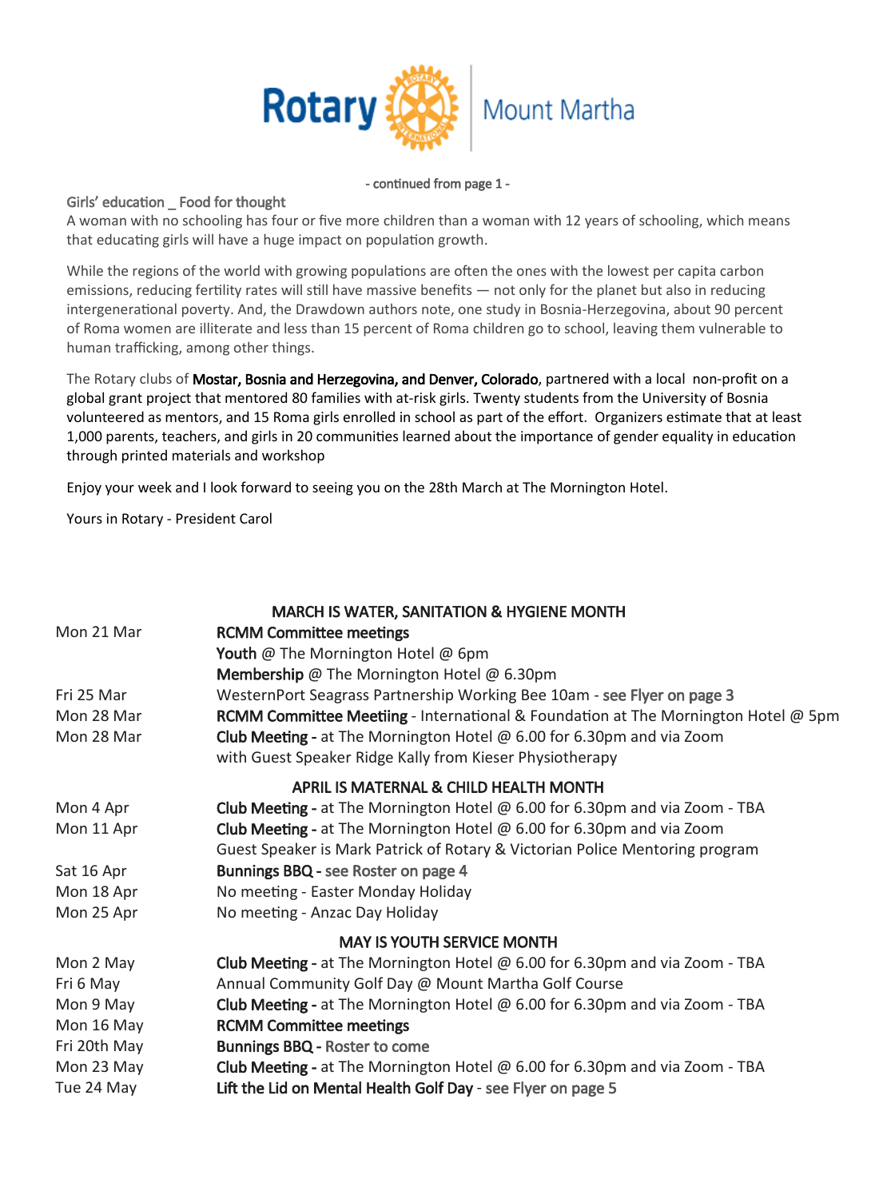Rotary Mount Martha

- continued from page 1 -

Girls' education _ Food for thought

A woman with no schooling has four or five more children than a woman with 12 years of schooling, which means that educating girls will have a huge impact on population growth.

While the regions of the world with growing populations are often the ones with the lowest per capita carbon emissions, reducing fertility rates will still have massive benefits — not only for the planet but also in reducing intergenerational poverty. And, the Drawdown authors note, one study in Bosnia-Herzegovina, about 90 percent of Roma women are illiterate and less than 15 percent of Roma children go to school, leaving them vulnerable to human trafficking, among other things.

The Rotary clubs of **Mostar, Bosnia and Herzegovina, and Denver, Colorado**, partnered with a local non-profit on a global grant project that mentored 80 families with at-risk girls. Twenty students from the University of Bosnia volunteered as mentors, and 15 Roma girls enrolled in school as part of the effort. Organizers estimate that at least 1,000 parents, teachers, and girls in 20 communities learned about the importance of gender equality in education through printed materials and workshop

Enjoy your week and I look forward to seeing you on the 28th March at The Mornington Hotel.

Yours in Rotary - President Carol

**MARCH IS WATER, SANITATION & HYGIENE MONTH**

| | |
|---|---|
| Mon 21 Mar | **RCMM Committee meetings** |
| | **Youth** @ The Mornington Hotel @ 6pm |
| | **Membership** @ The Mornington Hotel @ 6.30pm |
| Fri 25 Mar | WesternPort Seagrass Partnership Working Bee 10am - **see Flyer on page 3** |
| Mon 28 Mar | **RCMM Committee Meetiing** - International & Foundation at The Mornington Hotel @ 5pm |
| Mon 28 Mar | **Club Meeting** - at The Mornington Hotel @ 6.00 for 6.30pm and via Zoom with Guest Speaker Ridge Kally from Kieser Physiotherapy |

**APRIL IS MATERNAL & CHILD HEALTH MONTH**

| | |
|---|---|
| Mon 4 Apr | **Club Meeting** - at The Mornington Hotel @ 6.00 for 6.30pm and via Zoom - TBA |
| Mon 11 Apr | **Club Meeting** - at The Mornington Hotel @ 6.00 for 6.30pm and via Zoom Guest Speaker is Mark Patrick of Rotary & Victorian Police Mentoring program |
| Sat 16 Apr | **Bunnings BBQ** - **see Roster on page 4** |
| Mon 18 Apr | No meeting - Easter Monday Holiday |
| Mon 25 Apr | No meeting - Anzac Day Holiday |

**MAY IS YOUTH SERVICE MONTH**

| | |
|---|---|
| Mon 2 May | **Club Meeting** - at The Mornington Hotel @ 6.00 for 6.30pm and via Zoom - TBA |
| Fri 6 May | Annual Community Golf Day @ Mount Martha Golf Course |
| Mon 9 May | **Club Meeting** - at The Mornington Hotel @ 6.00 for 6.30pm and via Zoom - TBA |
| Mon 16 May | **RCMM Committee meetings** |
| Fri 20th May | **Bunnings BBQ** - **Roster to come** |
| Mon 23 May | **Club Meeting** - at The Mornington Hotel @ 6.00 for 6.30pm and via Zoom - TBA |
| Tue 24 May | **Lift the Lid on Mental Health Golf Day** - **see Flyer on page 5** |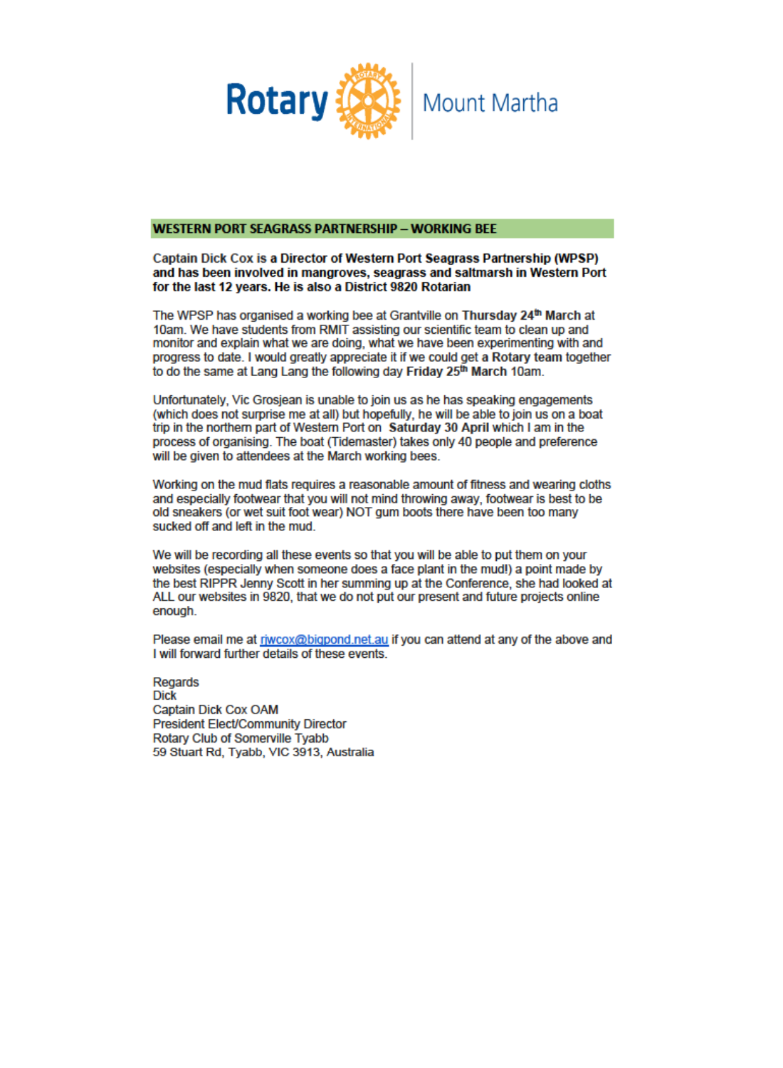Rotary | Mount Martha

## WESTERN PORT SEAGRASS PARTNERSHIP – WORKING BEE

**Captain Dick Cox is a Director of Western Port Seagrass Partnership (WPSP) and has been involved in mangroves, seagrass and saltmarsh in Western Port for the last 12 years. He is also a District 9820 Rotarian**

The WPSP has organised a working bee at Grantville on **Thursday 24th March** at 10am. We have students from RMIT assisting our scientific team to clean up and monitor and explain what we are doing, what we have been experimenting with and progress to date. I would greatly appreciate it if we could get **a Rotary team** together to do the same at Lang Lang the following day **Friday 25th March** 10am.

Unfortunately, Vic Grosjean is unable to join us as he has speaking engagements (which does not surprise me at all) but hopefully, he will be able to join us on a boat trip in the northern part of Western Port on **Saturday 30 April** which I am in the process of organising. The boat (Tidemaster) takes only 40 people and preference will be given to attendees at the March working bees.

Working on the mud flats requires a reasonable amount of fitness and wearing cloths and especially footwear that you will not mind throwing away, footwear is best to be old sneakers (or wet suit foot wear) NOT gum boots there have been too many sucked off and left in the mud.

We will be recording all these events so that you will be able to put them on your websites (especially when someone does a face plant in the mud!) a point made by the best RIPPR Jenny Scott in her summing up at the Conference, she had looked at ALL our websites in 9820, that we do not put our present and future projects online enough.

Please email me at rjwcox@bigpond.net.au if you can attend at any of the above and I will forward further details of these events.

Regards
Dick
Captain Dick Cox OAM
President Elect/Community Director
Rotary Club of Somerville Tyabb
59 Stuart Rd, Tyabb, VIC 3913, Australia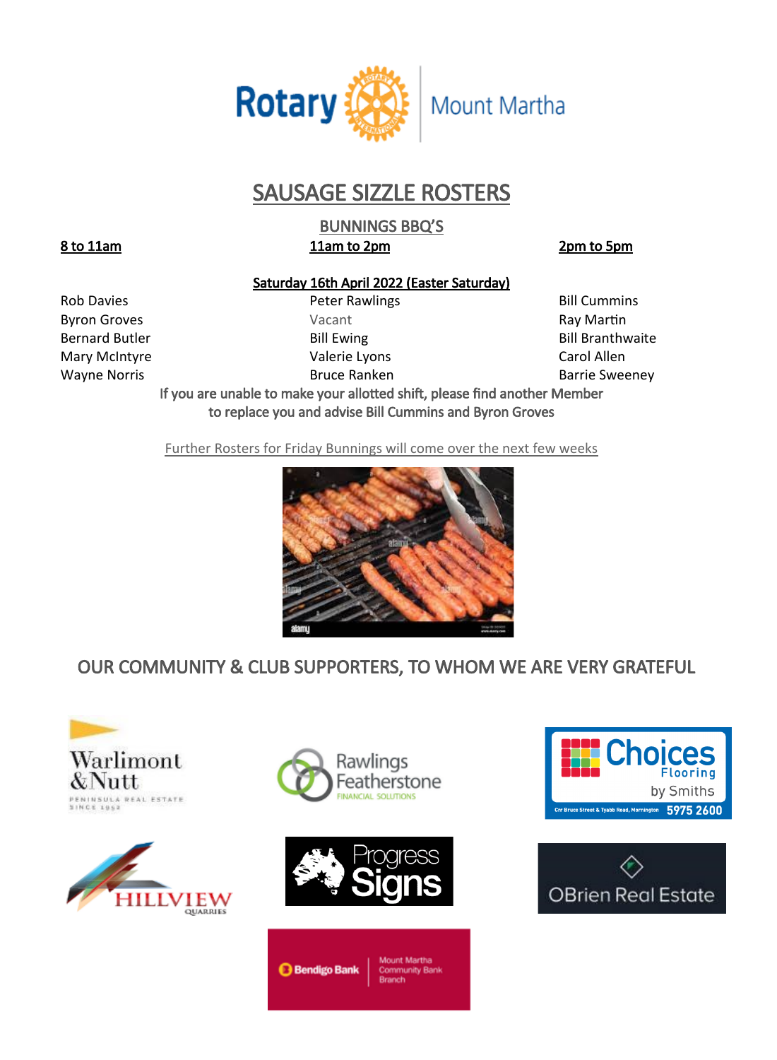Rotary | Mount Martha

# SAUSAGE SIZZLE ROSTERS

## BUNNINGS BBQ'S

**Saturday 16th April 2022 (Easter Saturday)**

| 8 to 11am | 11am to 2pm | 2pm to 5pm |
|---|---|---|
| Rob Davies | Peter Rawlings | Bill Cummins |
| Byron Groves | Vacant | Ray Martin |
| Bernard Butler | Bill Ewing | Bill Branthwaite |
| Mary McIntyre | Valerie Lyons | Carol Allen |
| Wayne Norris | Bruce Ranken | Barrie Sweeney |

If you are unable to make your allotted shift, please find another Member to replace you and advise Bill Cummins and Byron Groves

Further Rosters for Friday Bunnings will come over the next few weeks

## OUR COMMUNITY & CLUB SUPPORTERS, TO WHOM WE ARE VERY GRATEFUL

Warlimont & Nutt – Peninsula Real Estate Since 1952

Rawlings Featherstone Financial Solutions

Choices Flooring by Smiths – Cnr Bruce Street & Tyabb Road, Mornington 5975 2600

Hillview Quarries

Progress Signs

OBrien Real Estate

Bendigo Bank – Mount Martha Community Bank Branch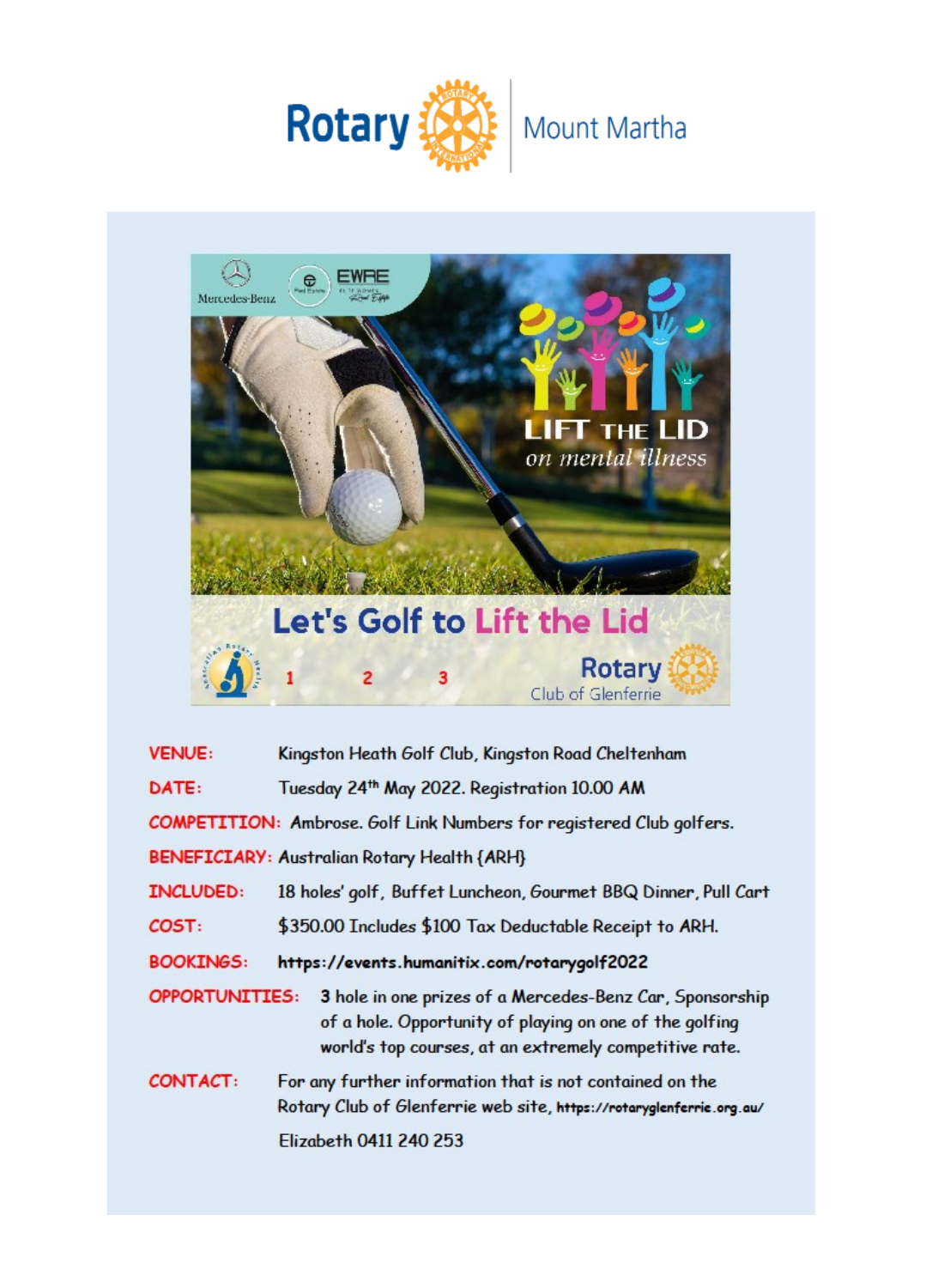Rotary | Mount Martha

Let's Golf to Lift the Lid

LIFT THE LID on mental illness

Rotary Club of Glenferrie

**VENUE:** Kingston Heath Golf Club, Kingston Road Cheltenham

**DATE:** Tuesday 24th May 2022. Registration 10.00 AM

**COMPETITION:** Ambrose. Golf Link Numbers for registered Club golfers.

**BENEFICIARY:** Australian Rotary Health {ARH}

**INCLUDED:** 18 holes' golf, Buffet Luncheon, Gourmet BBQ Dinner, Pull Cart

**COST:** $350.00 Includes $100 Tax Deductable Receipt to ARH.

**BOOKINGS:** **https://events.humanitix.com/rotarygolf2022**

**OPPORTUNITIES:** 3 hole in one prizes of a Mercedes-Benz Car, Sponsorship of a hole. Opportunity of playing on one of the golfing world's top courses, at an extremely competitive rate.

**CONTACT:** For any further information that is not contained on the Rotary Club of Glenferrie web site, https://rotaryglenferrie.org.au/

Elizabeth 0411 240 253